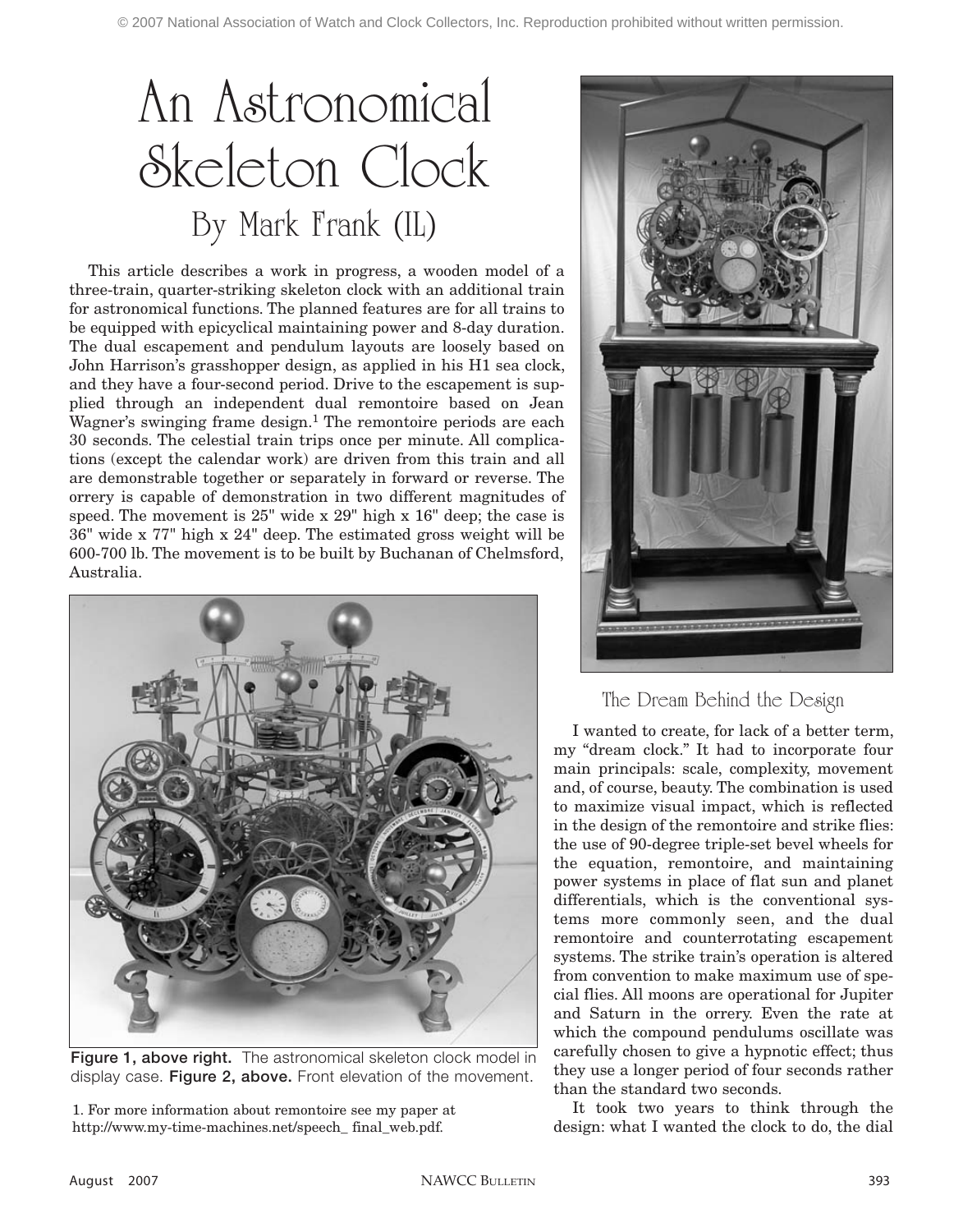# An Astronomical Skeleton Clock

## By Mark Frank (IL)

This article describes a work in progress, a wooden model of a three-train, quarter-striking skeleton clock with an additional train for astronomical functions. The planned features are for all trains to be equipped with epicyclical maintaining power and 8-day duration. The dual escapement and pendulum layouts are loosely based on John Harrison's grasshopper design, as applied in his H1 sea clock, and they have a four-second period. Drive to the escapement is supplied through an independent dual remontoire based on Jean Wagner's swinging frame design.[1] The remontoire periods are each 30 seconds. The celestial train trips once per minute. All complications (except the calendar work) are driven from this train and all are demonstrable together or separately in forward or reverse. The orrery is capable of demonstration in two different magnitudes of speed. The movement is 25" wide x 29" high x 16" deep; the case is 36" wide x 77" high x 24" deep. The estimated gross weight will be 600-700 lb. The movement is to be built by Buchanan of Chelmsford, Australia.

**Figure 1, above right.** The astronomical skeleton clock model in display case. **Figure 2, above.** Front elevation of the movement.

1. For more information about remontoire see my paper at http://www.my-time-machines.net/speech_ final_web.pdf.

### The Dream Behind the Design

I wanted to create, for lack of a better term, my "dream clock." It had to incorporate four main principals: scale, complexity, movement and, of course, beauty. The combination is used to maximize visual impact, which is reflected in the design of the remontoire and strike flies: the use of 90-degree triple-set bevel wheels for the equation, remontoire, and maintaining power systems in place of flat sun and planet differentials, which is the conventional systems more commonly seen, and the dual remontoire and counterrotating escapement systems. The strike train's operation is altered from convention to make maximum use of special flies. All moons are operational for Jupiter and Saturn in the orrery. Even the rate at which the compound pendulums oscillate was carefully chosen to give a hypnotic effect; thus they use a longer period of four seconds rather than the standard two seconds.

It took two years to think through the design: what I wanted the clock to do, the dial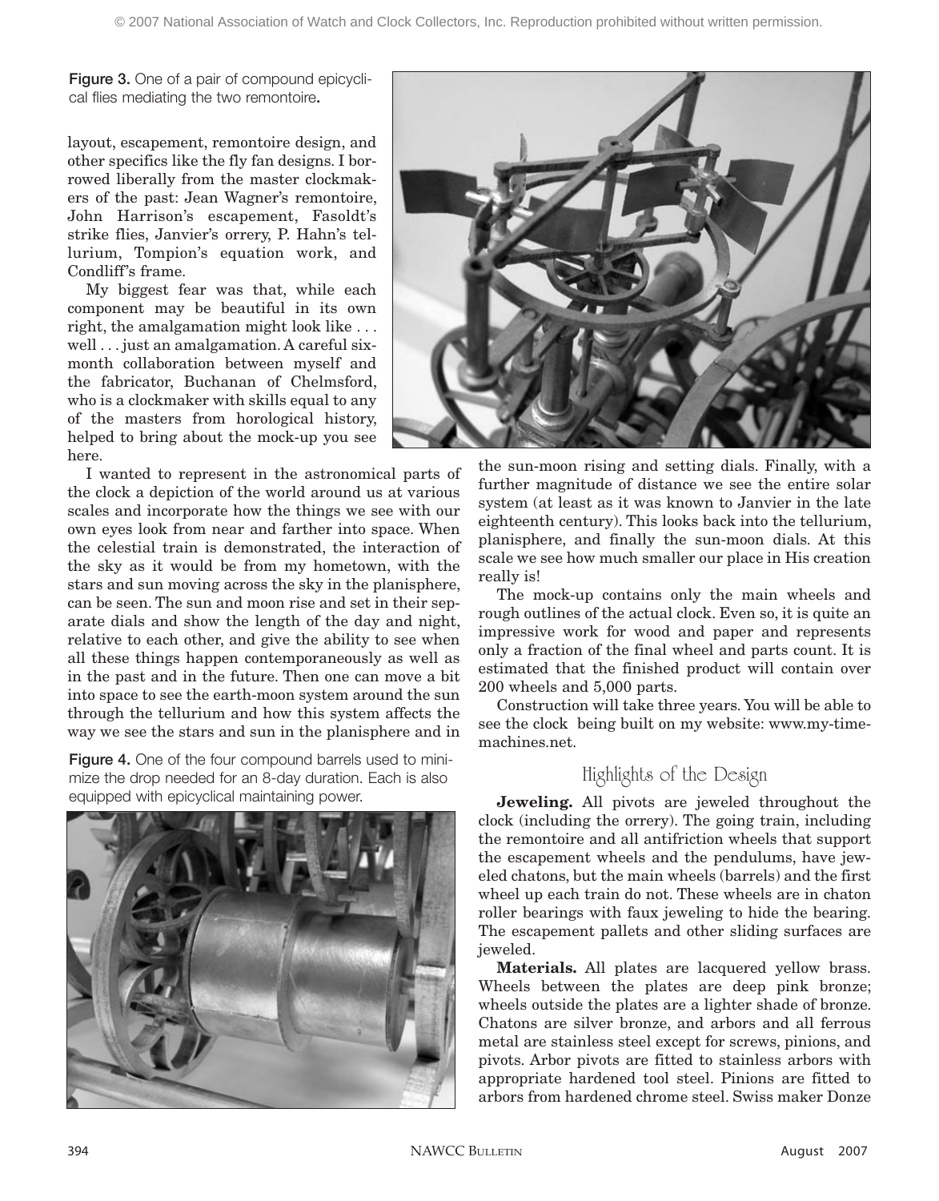Figure 3. One of a pair of compound epicyclical flies mediating the two remontoire**.**

layout, escapement, remontoire design, and other specifics like the fly fan designs. I borrowed liberally from the master clockmakers of the past: Jean Wagner's remontoire, John Harrison's escapement, Fasoldt's strike flies, Janvier's orrery, P. Hahn's tellurium, Tompion's equation work, and Condliff's frame.

My biggest fear was that, while each component may be beautiful in its own right, the amalgamation might look like . . . well . . . just an amalgamation. A careful six-month collaboration between myself and the fabricator, Buchanan of Chelmsford, who is a clockmaker with skills equal to any of the masters from horological history, helped to bring about the mock-up you see here.

I wanted to represent in the astronomical parts of the clock a depiction of the world around us at various scales and incorporate how the things we see with our own eyes look from near and farther into space. When the celestial train is demonstrated, the interaction of the sky as it would be from my hometown, with the stars and sun moving across the sky in the planisphere, can be seen. The sun and moon rise and set in their separate dials and show the length of the day and night, relative to each other, and give the ability to see when all these things happen contemporaneously as well as in the past and in the future. Then one can move a bit into space to see the earth-moon system around the sun through the tellurium and how this system affects the way we see the stars and sun in the planisphere and in the sun-moon rising and setting dials. Finally, with a further magnitude of distance we see the entire solar system (at least as it was known to Janvier in the late eighteenth century). This looks back into the tellurium, planisphere, and finally the sun-moon dials. At this scale we see how much smaller our place in His creation really is!

Figure 4. One of the four compound barrels used to minimize the drop needed for an 8-day duration. Each is also equipped with epicyclical maintaining power.

The mock-up contains only the main wheels and rough outlines of the actual clock. Even so, it is quite an impressive work for wood and paper and represents only a fraction of the final wheel and parts count. It is estimated that the finished product will contain over 200 wheels and 5,000 parts.

Construction will take three years. You will be able to see the clock being built on my website: www.my-time-machines.net.

## Highlights of the Design

**Jeweling.** All pivots are jeweled throughout the clock (including the orrery). The going train, including the remontoire and all antifriction wheels that support the escapement wheels and the pendulums, have jeweled chatons, but the main wheels (barrels) and the first wheel up each train do not. These wheels are in chaton roller bearings with faux jeweling to hide the bearing. The escapement pallets and other sliding surfaces are jeweled.

**Materials.** All plates are lacquered yellow brass. Wheels between the plates are deep pink bronze; wheels outside the plates are a lighter shade of bronze. Chatons are silver bronze, and arbors and all ferrous metal are stainless steel except for screws, pinions, and pivots. Arbor pivots are fitted to stainless arbors with appropriate hardened tool steel. Pinions are fitted to arbors from hardened chrome steel. Swiss maker Donze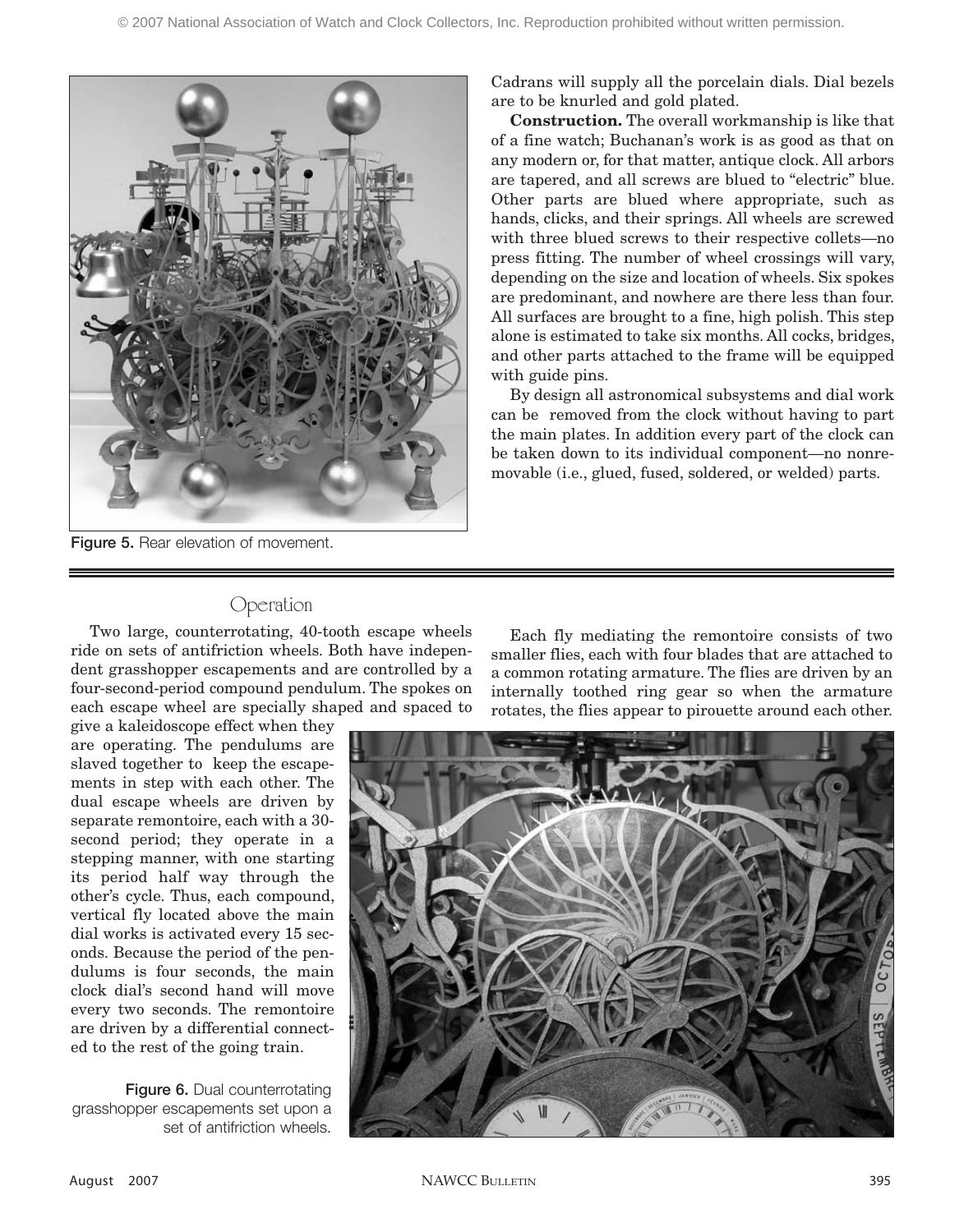Figure 5. Rear elevation of movement.

Cadrans will supply all the porcelain dials. Dial bezels are to be knurled and gold plated.

**Construction.** The overall workmanship is like that of a fine watch; Buchanan's work is as good as that on any modern or, for that matter, antique clock. All arbors are tapered, and all screws are blued to "electric" blue. Other parts are blued where appropriate, such as hands, clicks, and their springs. All wheels are screwed with three blued screws to their respective collets—no press fitting. The number of wheel crossings will vary, depending on the size and location of wheels. Six spokes are predominant, and nowhere are there less than four. All surfaces are brought to a fine, high polish. This step alone is estimated to take six months. All cocks, bridges, and other parts attached to the frame will be equipped with guide pins.

By design all astronomical subsystems and dial work can be removed from the clock without having to part the main plates. In addition every part of the clock can be taken down to its individual component—no nonremovable (i.e., glued, fused, soldered, or welded) parts.

## Operation

Two large, counterrotating, 40-tooth escape wheels ride on sets of antifriction wheels. Both have independent grasshopper escapements and are controlled by a four-second-period compound pendulum. The spokes on each escape wheel are specially shaped and spaced to give a kaleidoscope effect when they are operating. The pendulums are slaved together to keep the escapements in step with each other. The dual escape wheels are driven by separate remontoire, each with a 30-second period; they operate in a stepping manner, with one starting its period half way through the other's cycle. Thus, each compound, vertical fly located above the main dial works is activated every 15 seconds. Because the period of the pendulums is four seconds, the main clock dial's second hand will move every two seconds. The remontoire are driven by a differential connected to the rest of the going train.

Each fly mediating the remontoire consists of two smaller flies, each with four blades that are attached to a common rotating armature. The flies are driven by an internally toothed ring gear so when the armature rotates, the flies appear to pirouette around each other.

Figure 6. Dual counterrotating grasshopper escapements set upon a set of antifriction wheels.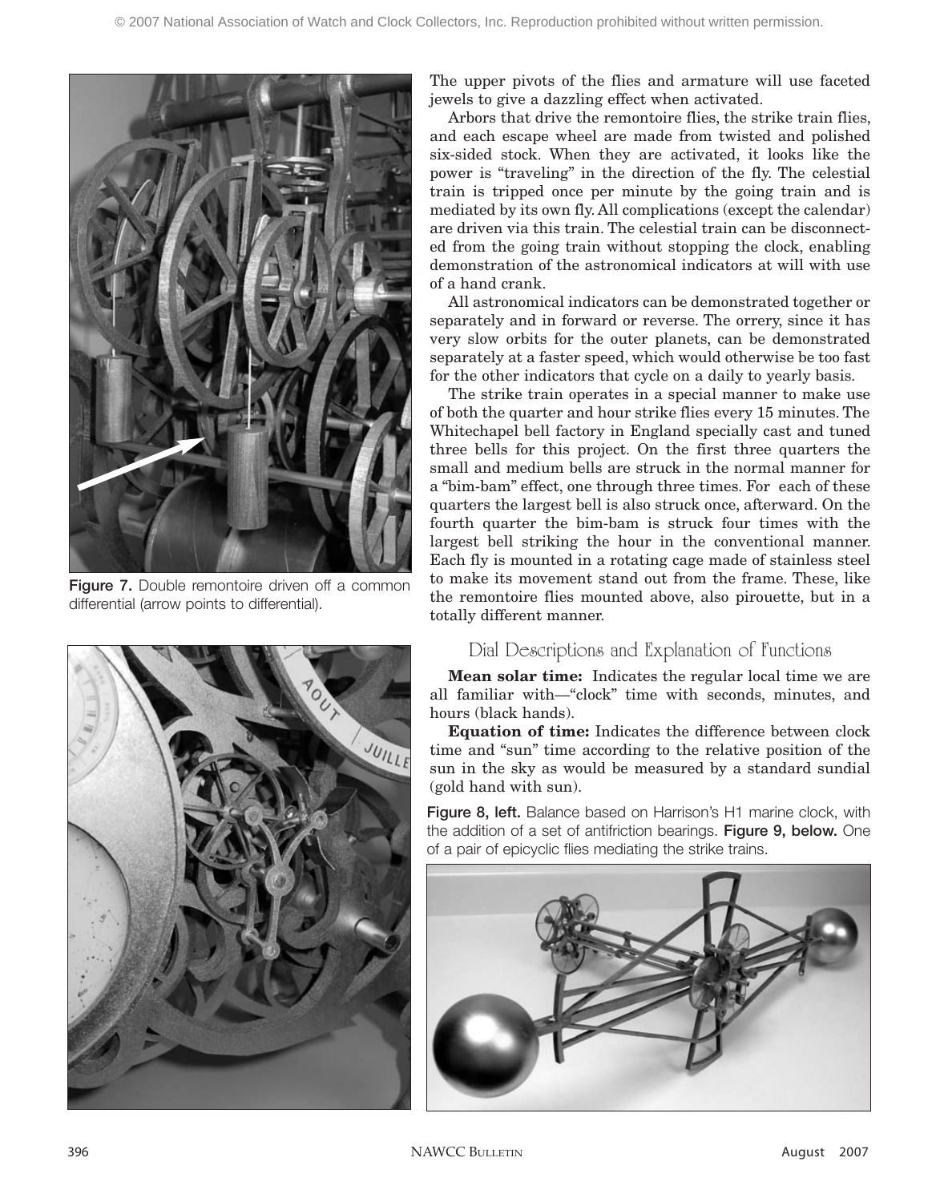Figure 7. Double remontoire driven off a common differential (arrow points to differential).

The upper pivots of the flies and armature will use faceted jewels to give a dazzling effect when activated.

Arbors that drive the remontoire flies, the strike train flies, and each escape wheel are made from twisted and polished six-sided stock. When they are activated, it looks like the power is "traveling" in the direction of the fly. The celestial train is tripped once per minute by the going train and is mediated by its own fly. All complications (except the calendar) are driven via this train. The celestial train can be disconnected from the going train without stopping the clock, enabling demonstration of the astronomical indicators at will with use of a hand crank.

All astronomical indicators can be demonstrated together or separately and in forward or reverse. The orrery, since it has very slow orbits for the outer planets, can be demonstrated separately at a faster speed, which would otherwise be too fast for the other indicators that cycle on a daily to yearly basis.

The strike train operates in a special manner to make use of both the quarter and hour strike flies every 15 minutes. The Whitechapel bell factory in England specially cast and tuned three bells for this project. On the first three quarters the small and medium bells are struck in the normal manner for a "bim-bam" effect, one through three times. For each of these quarters the largest bell is also struck once, afterward. On the fourth quarter the bim-bam is struck four times with the largest bell striking the hour in the conventional manner. Each fly is mounted in a rotating cage made of stainless steel to make its movement stand out from the frame. These, like the remontoire flies mounted above, also pirouette, but in a totally different manner.

## Dial Descriptions and Explanation of Functions

**Mean solar time:** Indicates the regular local time we are all familiar with—"clock" time with seconds, minutes, and hours (black hands).

**Equation of time:** Indicates the difference between clock time and "sun" time according to the relative position of the sun in the sky as would be measured by a standard sundial (gold hand with sun).

Figure 8, left. Balance based on Harrison's H1 marine clock, with the addition of a set of antifriction bearings. Figure 9, below. One of a pair of epicyclic flies mediating the strike trains.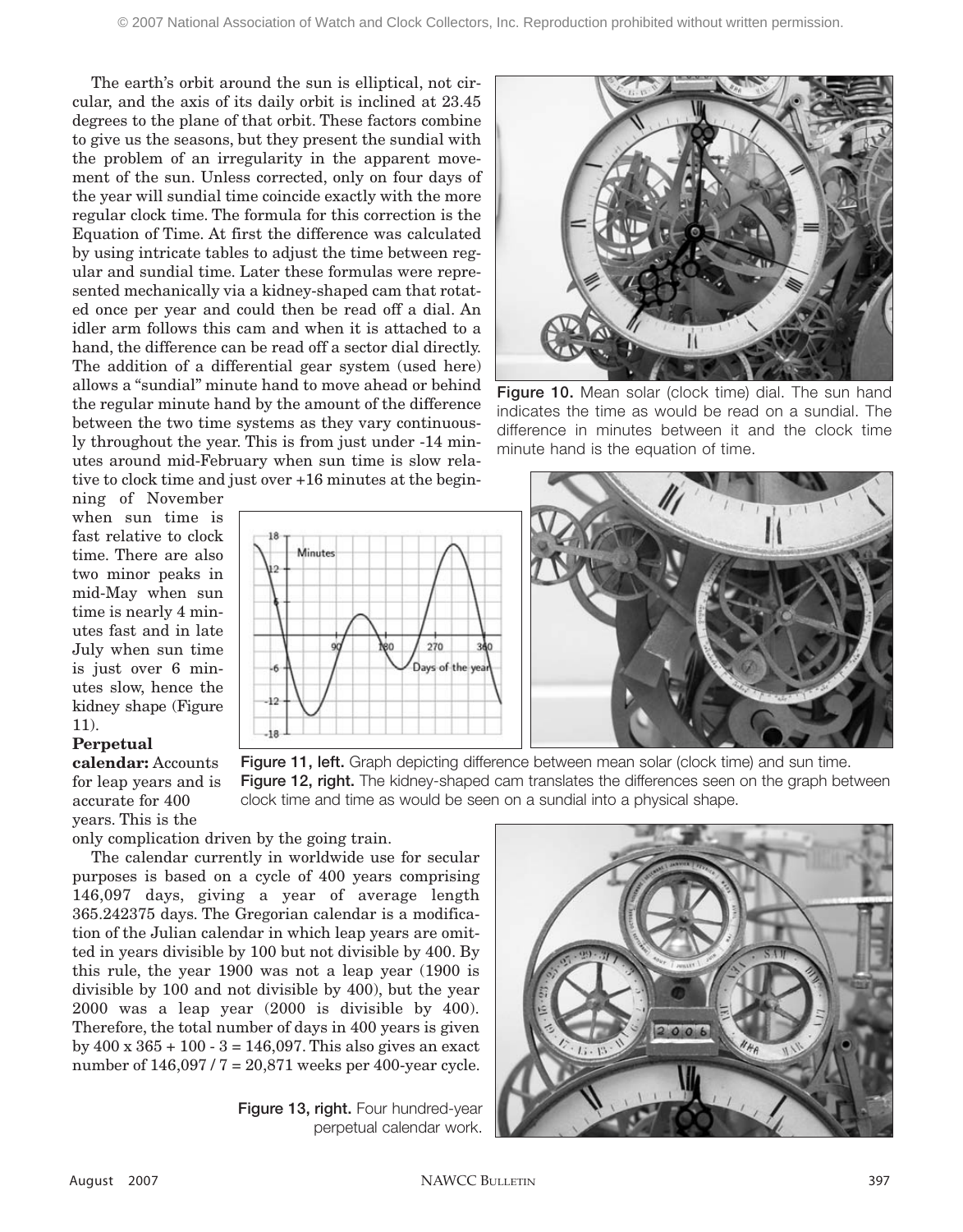The earth's orbit around the sun is elliptical, not circular, and the axis of its daily orbit is inclined at 23.45 degrees to the plane of that orbit. These factors combine to give us the seasons, but they present the sundial with the problem of an irregularity in the apparent movement of the sun. Unless corrected, only on four days of the year will sundial time coincide exactly with the more regular clock time. The formula for this correction is the Equation of Time. At first the difference was calculated by using intricate tables to adjust the time between regular and sundial time. Later these formulas were represented mechanically via a kidney-shaped cam that rotated once per year and could then be read off a dial. An idler arm follows this cam and when it is attached to a hand, the difference can be read off a sector dial directly. The addition of a differential gear system (used here) allows a "sundial" minute hand to move ahead or behind the regular minute hand by the amount of the difference between the two time systems as they vary continuously throughout the year. This is from just under -14 minutes around mid-February when sun time is slow relative to clock time and just over +16 minutes at the beginning of November when sun time is fast relative to clock time. There are also two minor peaks in mid-May when sun time is nearly 4 minutes fast and in late July when sun time is just over 6 minutes slow, hence the kidney shape (Figure 11).

Figure 10. Mean solar (clock time) dial. The sun hand indicates the time as would be read on a sundial. The difference in minutes between it and the clock time minute hand is the equation of time.

Figure 11, left. Graph depicting difference between mean solar (clock time) and sun time.
Figure 12, right. The kidney-shaped cam translates the differences seen on the graph between clock time and time as would be seen on a sundial into a physical shape.

**Perpetual calendar:** Accounts for leap years and is accurate for 400 years. This is the only complication driven by the going train.

The calendar currently in worldwide use for secular purposes is based on a cycle of 400 years comprising 146,097 days, giving a year of average length 365.242375 days. The Gregorian calendar is a modification of the Julian calendar in which leap years are omitted in years divisible by 100 but not divisible by 400. By this rule, the year 1900 was not a leap year (1900 is divisible by 100 and not divisible by 400), but the year 2000 was a leap year (2000 is divisible by 400). Therefore, the total number of days in 400 years is given by 400 x 365 + 100 - 3 = 146,097. This also gives an exact number of 146,097 / 7 = 20,871 weeks per 400-year cycle.

Figure 13, right. Four hundred-year perpetual calendar work.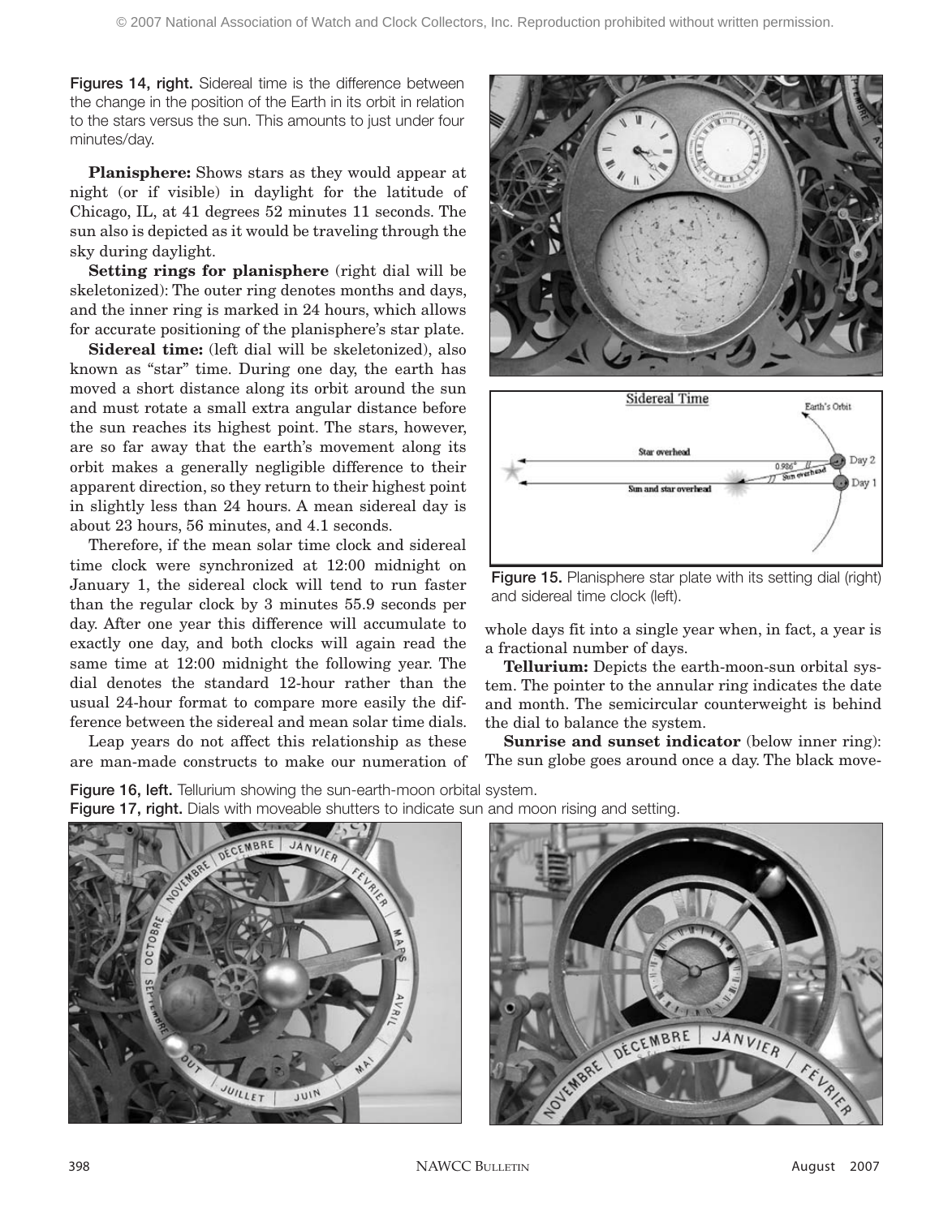Figures 14, right. Sidereal time is the difference between the change in the position of the Earth in its orbit in relation to the stars versus the sun. This amounts to just under four minutes/day.

**Planisphere:** Shows stars as they would appear at night (or if visible) in daylight for the latitude of Chicago, IL, at 41 degrees 52 minutes 11 seconds. The sun also is depicted as it would be traveling through the sky during daylight.

**Setting rings for planisphere** (right dial will be skeletonized): The outer ring denotes months and days, and the inner ring is marked in 24 hours, which allows for accurate positioning of the planisphere's star plate.

**Sidereal time:** (left dial will be skeletonized), also known as "star" time. During one day, the earth has moved a short distance along its orbit around the sun and must rotate a small extra angular distance before the sun reaches its highest point. The stars, however, are so far away that the earth's movement along its orbit makes a generally negligible difference to their apparent direction, so they return to their highest point in slightly less than 24 hours. A mean sidereal day is about 23 hours, 56 minutes, and 4.1 seconds.

Therefore, if the mean solar time clock and sidereal time clock were synchronized at 12:00 midnight on January 1, the sidereal clock will tend to run faster than the regular clock by 3 minutes 55.9 seconds per day. After one year this difference will accumulate to exactly one day, and both clocks will again read the same time at 12:00 midnight the following year. The dial denotes the standard 12-hour rather than the usual 24-hour format to compare more easily the difference between the sidereal and mean solar time dials.

Leap years do not affect this relationship as these are man-made constructs to make our numeration of whole days fit into a single year when, in fact, a year is a fractional number of days.

Figure 15. Planisphere star plate with its setting dial (right) and sidereal time clock (left).

**Tellurium:** Depicts the earth-moon-sun orbital system. The pointer to the annular ring indicates the date and month. The semicircular counterweight is behind the dial to balance the system.

**Sunrise and sunset indicator** (below inner ring): The sun globe goes around once a day. The black move-

Figure 16, left. Tellurium showing the sun-earth-moon orbital system.

Figure 17, right. Dials with moveable shutters to indicate sun and moon rising and setting.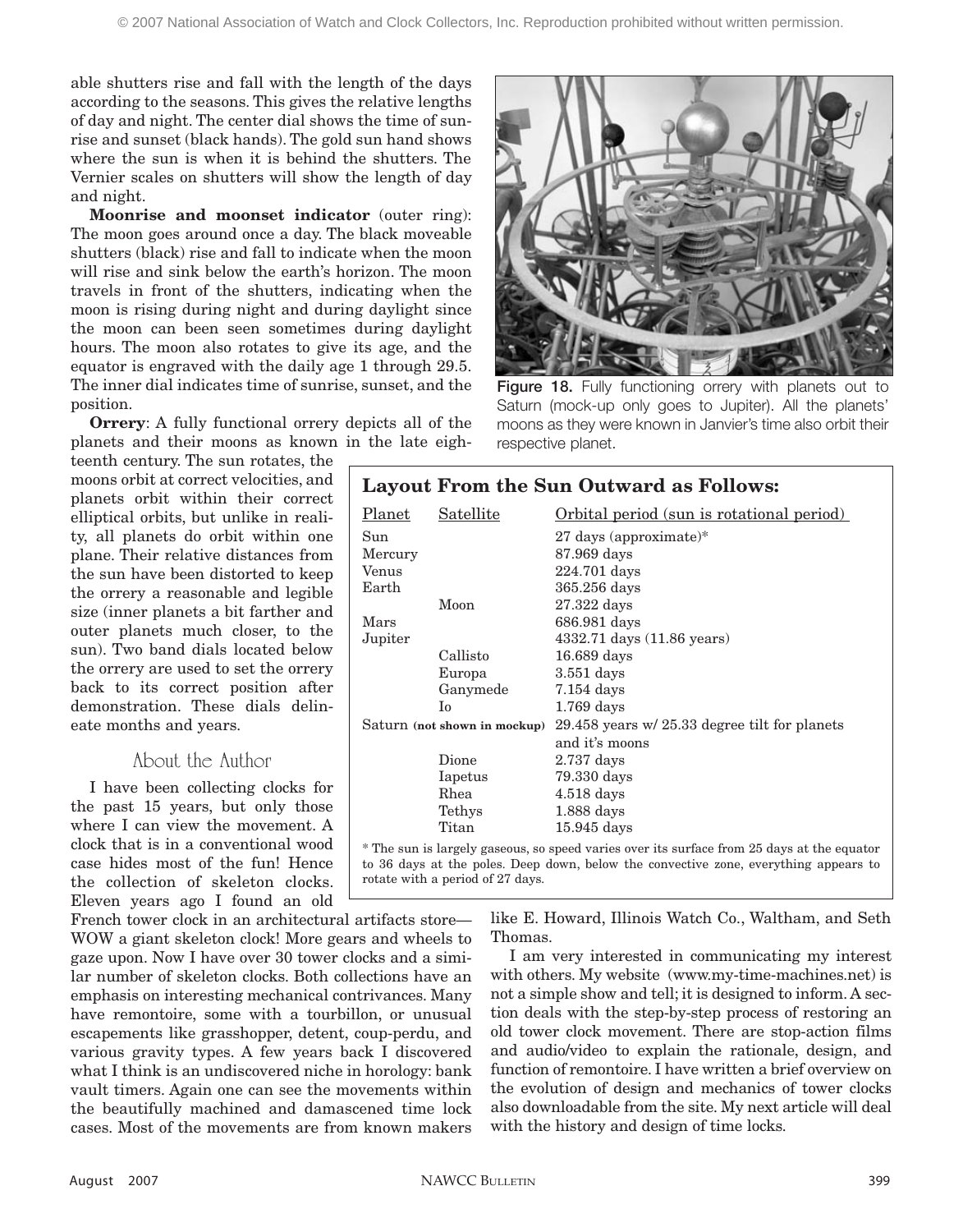able shutters rise and fall with the length of the days according to the seasons. This gives the relative lengths of day and night. The center dial shows the time of sunrise and sunset (black hands). The gold sun hand shows where the sun is when it is behind the shutters. The Vernier scales on shutters will show the length of day and night.

**Moonrise and moonset indicator** (outer ring): The moon goes around once a day. The black moveable shutters (black) rise and fall to indicate when the moon will rise and sink below the earth's horizon. The moon travels in front of the shutters, indicating when the moon is rising during night and during daylight since the moon can been seen sometimes during daylight hours. The moon also rotates to give its age, and the equator is engraved with the daily age 1 through 29.5. The inner dial indicates time of sunrise, sunset, and the position.

**Orrery**: A fully functional orrery depicts all of the planets and their moons as known in the late eighteenth century. The sun rotates, the moons orbit at correct velocities, and planets orbit within their correct elliptical orbits, but unlike in reality, all planets do orbit within one plane. Their relative distances from the sun have been distorted to keep the orrery a reasonable and legible size (inner planets a bit farther and outer planets much closer, to the sun). Two band dials located below the orrery are used to set the orrery back to its correct position after demonstration. These dials delineate months and years.

Figure 18. Fully functioning orrery with planets out to Saturn (mock-up only goes to Jupiter). All the planets' moons as they were known in Janvier's time also orbit their respective planet.

**Layout From the Sun Outward as Follows:**

| Planet | Satellite | Orbital period (sun is rotational period) |
|---|---|---|
| Sun | | 27 days (approximate)* |
| Mercury | | 87.969 days |
| Venus | | 224.701 days |
| Earth | | 365.256 days |
| | Moon | 27.322 days |
| Mars | | 686.981 days |
| Jupiter | | 4332.71 days (11.86 years) |
| | Callisto | 16.689 days |
| | Europa | 3.551 days |
| | Ganymede | 7.154 days |
| | Io | 1.769 days |
| Saturn **(not shown in mockup)** | | 29.458 years w/ 25.33 degree tilt for planets and it's moons |
| | Dione | 2.737 days |
| | Iapetus | 79.330 days |
| | Rhea | 4.518 days |
| | Tethys | 1.888 days |
| | Titan | 15.945 days |

\* The sun is largely gaseous, so speed varies over its surface from 25 days at the equator to 36 days at the poles. Deep down, below the convective zone, everything appears to rotate with a period of 27 days.

## About the Author

I have been collecting clocks for the past 15 years, but only those where I can view the movement. A clock that is in a conventional wood case hides most of the fun! Hence the collection of skeleton clocks. Eleven years ago I found an old French tower clock in an architectural artifacts store—WOW a giant skeleton clock! More gears and wheels to gaze upon. Now I have over 30 tower clocks and a similar number of skeleton clocks. Both collections have an emphasis on interesting mechanical contrivances. Many have remontoire, some with a tourbillon, or unusual escapements like grasshopper, detent, coup-perdu, and various gravity types. A few years back I discovered what I think is an undiscovered niche in horology: bank vault timers. Again one can see the movements within the beautifully machined and damascened time lock cases. Most of the movements are from known makers like E. Howard, Illinois Watch Co., Waltham, and Seth Thomas.

I am very interested in communicating my interest with others. My website (www.my-time-machines.net) is not a simple show and tell; it is designed to inform. A section deals with the step-by-step process of restoring an old tower clock movement. There are stop-action films and audio/video to explain the rationale, design, and function of remontoire. I have written a brief overview on the evolution of design and mechanics of tower clocks also downloadable from the site. My next article will deal with the history and design of time locks.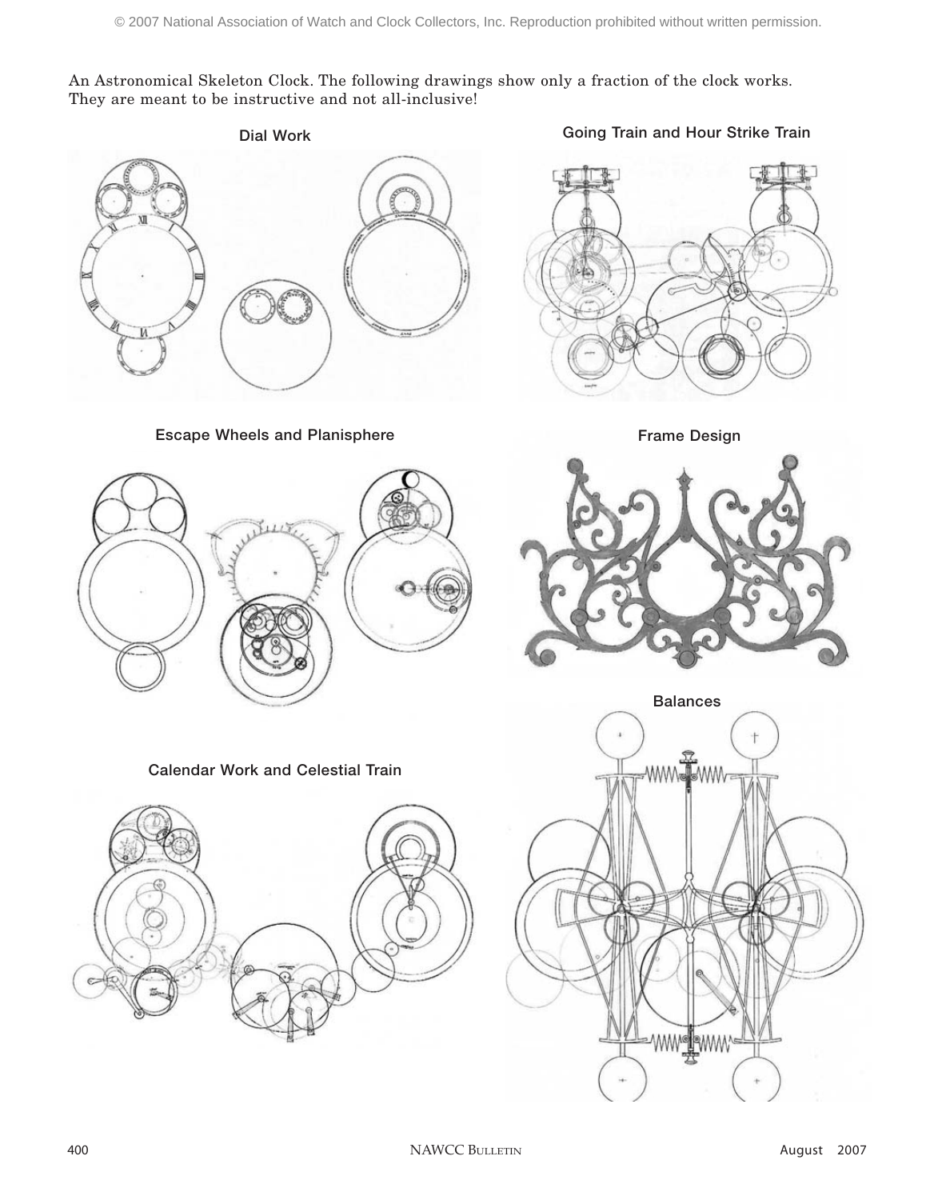An Astronomical Skeleton Clock. The following drawings show only a fraction of the clock works. They are meant to be instructive and not all-inclusive!

Dial Work

Going Train and Hour Strike Train

Escape Wheels and Planisphere

Frame Design

Balances

Calendar Work and Celestial Train